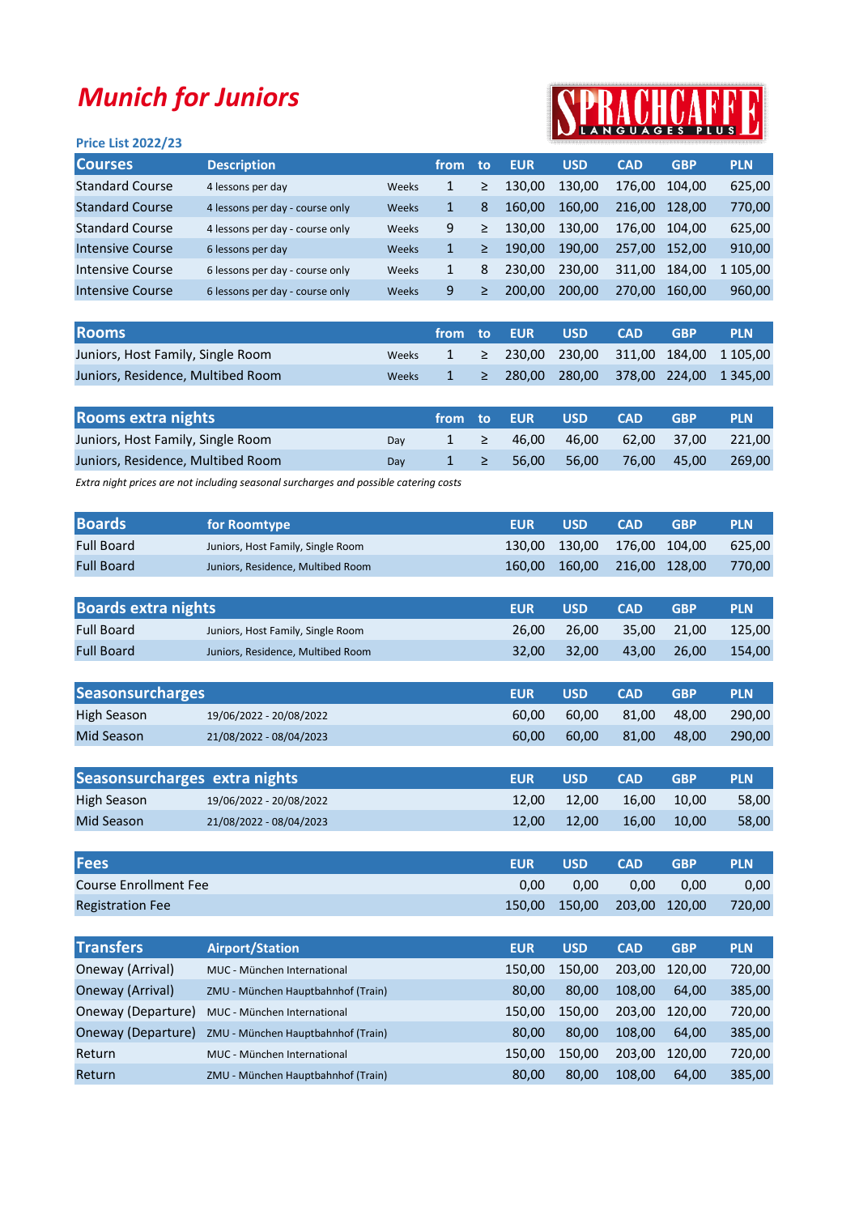# Munich for Juniors

SPRACHCAFFE LANGUAGES PLUS

**Price List 2022/23**

| Courses | Description | | from | to | EUR | USD | CAD | GBP | PLN |
|---|---|---|---|---|---|---|---|---|---|
| Standard Course | 4 lessons per day | Weeks | 1 | ≥ | 130,00 | 130,00 | 176,00 | 104,00 | 625,00 |
| Standard Course | 4 lessons per day - course only | Weeks | 1 | 8 | 160,00 | 160,00 | 216,00 | 128,00 | 770,00 |
| Standard Course | 4 lessons per day - course only | Weeks | 9 | ≥ | 130,00 | 130,00 | 176,00 | 104,00 | 625,00 |
| Intensive Course | 6 lessons per day | Weeks | 1 | ≥ | 190,00 | 190,00 | 257,00 | 152,00 | 910,00 |
| Intensive Course | 6 lessons per day - course only | Weeks | 1 | 8 | 230,00 | 230,00 | 311,00 | 184,00 | 1 105,00 |
| Intensive Course | 6 lessons per day - course only | Weeks | 9 | ≥ | 200,00 | 200,00 | 270,00 | 160,00 | 960,00 |

| Rooms | | from | to | EUR | USD | CAD | GBP | PLN |
|---|---|---|---|---|---|---|---|---|
| Juniors, Host Family, Single Room | Weeks | 1 | ≥ | 230,00 | 230,00 | 311,00 | 184,00 | 1 105,00 |
| Juniors, Residence, Multibed Room | Weeks | 1 | ≥ | 280,00 | 280,00 | 378,00 | 224,00 | 1 345,00 |

| Rooms extra nights | | from | to | EUR | USD | CAD | GBP | PLN |
|---|---|---|---|---|---|---|---|---|
| Juniors, Host Family, Single Room | Day | 1 | ≥ | 46,00 | 46,00 | 62,00 | 37,00 | 221,00 |
| Juniors, Residence, Multibed Room | Day | 1 | ≥ | 56,00 | 56,00 | 76,00 | 45,00 | 269,00 |

*Extra night prices are not including seasonal surcharges and possible catering costs*

| Boards | for Roomtype | EUR | USD | CAD | GBP | PLN |
|---|---|---|---|---|---|---|
| Full Board | Juniors, Host Family, Single Room | 130,00 | 130,00 | 176,00 | 104,00 | 625,00 |
| Full Board | Juniors, Residence, Multibed Room | 160,00 | 160,00 | 216,00 | 128,00 | 770,00 |

| Boards extra nights | | EUR | USD | CAD | GBP | PLN |
|---|---|---|---|---|---|---|
| Full Board | Juniors, Host Family, Single Room | 26,00 | 26,00 | 35,00 | 21,00 | 125,00 |
| Full Board | Juniors, Residence, Multibed Room | 32,00 | 32,00 | 43,00 | 26,00 | 154,00 |

| Seasonsurcharges | | EUR | USD | CAD | GBP | PLN |
|---|---|---|---|---|---|---|
| High Season | 19/06/2022 - 20/08/2022 | 60,00 | 60,00 | 81,00 | 48,00 | 290,00 |
| Mid Season | 21/08/2022 - 08/04/2023 | 60,00 | 60,00 | 81,00 | 48,00 | 290,00 |

| Seasonsurcharges extra nights | | EUR | USD | CAD | GBP | PLN |
|---|---|---|---|---|---|---|
| High Season | 19/06/2022 - 20/08/2022 | 12,00 | 12,00 | 16,00 | 10,00 | 58,00 |
| Mid Season | 21/08/2022 - 08/04/2023 | 12,00 | 12,00 | 16,00 | 10,00 | 58,00 |

| Fees | EUR | USD | CAD | GBP | PLN |
|---|---|---|---|---|---|
| Course Enrollment Fee | 0,00 | 0,00 | 0,00 | 0,00 | 0,00 |
| Registration Fee | 150,00 | 150,00 | 203,00 | 120,00 | 720,00 |

| Transfers | Airport/Station | EUR | USD | CAD | GBP | PLN |
|---|---|---|---|---|---|---|
| Oneway (Arrival) | MUC - München International | 150,00 | 150,00 | 203,00 | 120,00 | 720,00 |
| Oneway (Arrival) | ZMU - München Hauptbahnhof (Train) | 80,00 | 80,00 | 108,00 | 64,00 | 385,00 |
| Oneway (Departure) | MUC - München International | 150,00 | 150,00 | 203,00 | 120,00 | 720,00 |
| Oneway (Departure) | ZMU - München Hauptbahnhof (Train) | 80,00 | 80,00 | 108,00 | 64,00 | 385,00 |
| Return | MUC - München International | 150,00 | 150,00 | 203,00 | 120,00 | 720,00 |
| Return | ZMU - München Hauptbahnhof (Train) | 80,00 | 80,00 | 108,00 | 64,00 | 385,00 |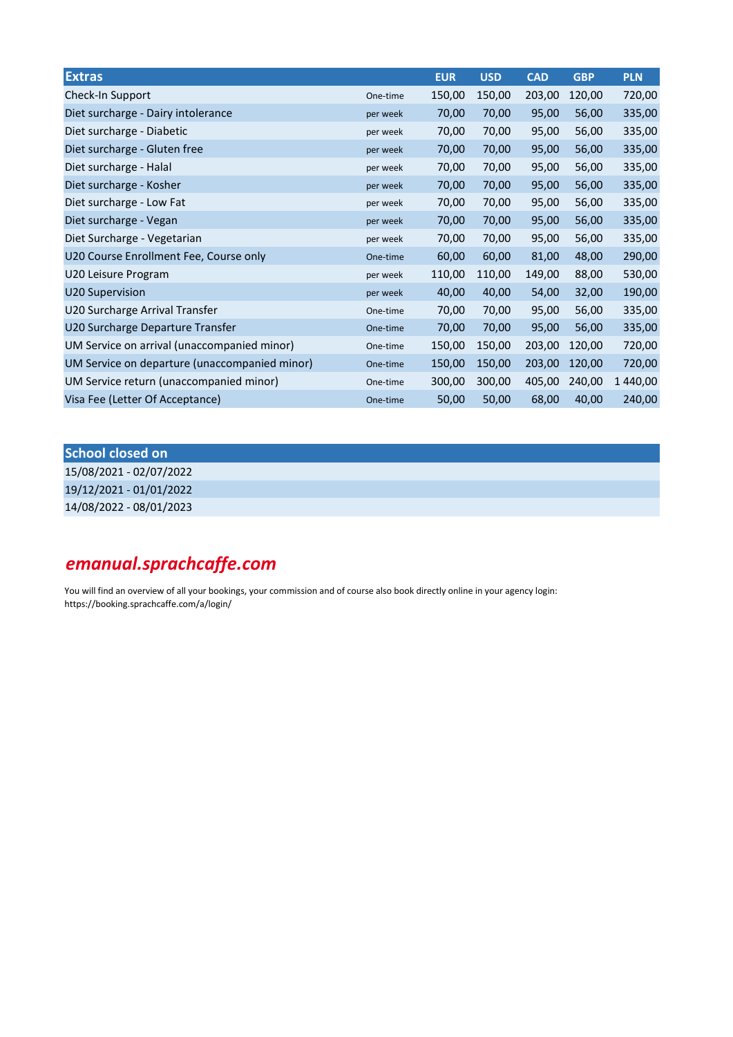| Extras | | EUR | USD | CAD | GBP | PLN |
|---|---|---|---|---|---|---|
| Check-In Support | One-time | 150,00 | 150,00 | 203,00 | 120,00 | 720,00 |
| Diet surcharge - Dairy intolerance | per week | 70,00 | 70,00 | 95,00 | 56,00 | 335,00 |
| Diet surcharge - Diabetic | per week | 70,00 | 70,00 | 95,00 | 56,00 | 335,00 |
| Diet surcharge - Gluten free | per week | 70,00 | 70,00 | 95,00 | 56,00 | 335,00 |
| Diet surcharge - Halal | per week | 70,00 | 70,00 | 95,00 | 56,00 | 335,00 |
| Diet surcharge - Kosher | per week | 70,00 | 70,00 | 95,00 | 56,00 | 335,00 |
| Diet surcharge - Low Fat | per week | 70,00 | 70,00 | 95,00 | 56,00 | 335,00 |
| Diet surcharge - Vegan | per week | 70,00 | 70,00 | 95,00 | 56,00 | 335,00 |
| Diet Surcharge - Vegetarian | per week | 70,00 | 70,00 | 95,00 | 56,00 | 335,00 |
| U20 Course Enrollment Fee, Course only | One-time | 60,00 | 60,00 | 81,00 | 48,00 | 290,00 |
| U20 Leisure Program | per week | 110,00 | 110,00 | 149,00 | 88,00 | 530,00 |
| U20 Supervision | per week | 40,00 | 40,00 | 54,00 | 32,00 | 190,00 |
| U20 Surcharge Arrival Transfer | One-time | 70,00 | 70,00 | 95,00 | 56,00 | 335,00 |
| U20 Surcharge Departure Transfer | One-time | 70,00 | 70,00 | 95,00 | 56,00 | 335,00 |
| UM Service on arrival (unaccompanied minor) | One-time | 150,00 | 150,00 | 203,00 | 120,00 | 720,00 |
| UM Service on departure (unaccompanied minor) | One-time | 150,00 | 150,00 | 203,00 | 120,00 | 720,00 |
| UM Service return (unaccompanied minor) | One-time | 300,00 | 300,00 | 405,00 | 240,00 | 1 440,00 |
| Visa Fee (Letter Of Acceptance) | One-time | 50,00 | 50,00 | 68,00 | 40,00 | 240,00 |

| School closed on |
|---|
| 15/08/2021 - 02/07/2022 |
| 19/12/2021 - 01/01/2022 |
| 14/08/2022 - 08/01/2023 |

## *emanual.sprachcaffe.com*

You will find an overview of all your bookings, your commission and of course also book directly online in your agency login:
https://booking.sprachcaffe.com/a/login/